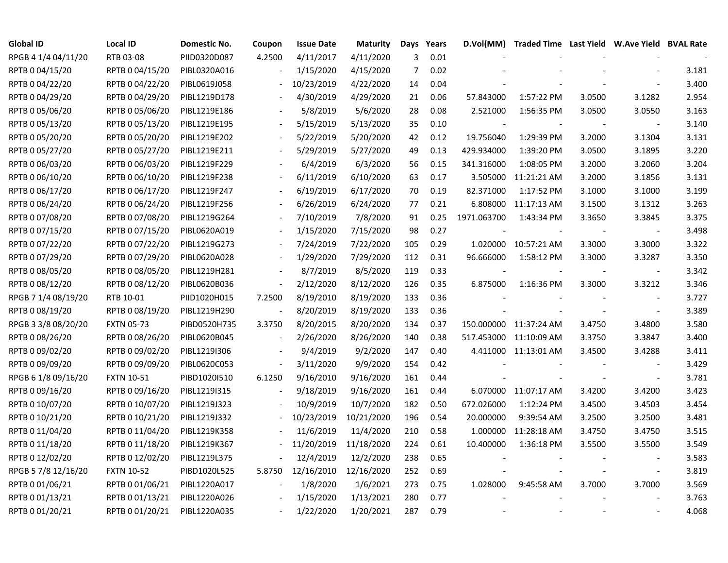| Global ID | Local ID | Domestic No. | Coupon | Issue Date | Maturity | Days | Years | D.Vol(MM) | Traded Time | Last Yield | W.Ave Yield | BVAL Rate |
|---|---|---|---|---|---|---|---|---|---|---|---|---|
| RPGB 4 1/4 04/11/20 | RTB 03-08 | PIID0320D087 | 4.2500 | 4/11/2017 | 4/11/2020 | 3 | 0.01 | - | - | - | - | - |
| RPTB 0 04/15/20 | RPTB 0 04/15/20 | PIBL0320A016 | - | 1/15/2020 | 4/15/2020 | 7 | 0.02 | - | - | - | - | 3.181 |
| RPTB 0 04/22/20 | RPTB 0 04/22/20 | PIBL0619J058 | - | 10/23/2019 | 4/22/2020 | 14 | 0.04 | - | - | - | - | 3.400 |
| RPTB 0 04/29/20 | RPTB 0 04/29/20 | PIBL1219D178 | - | 4/30/2019 | 4/29/2020 | 21 | 0.06 | 57.843000 | 1:57:22 PM | 3.0500 | 3.1282 | 2.954 |
| RPTB 0 05/06/20 | RPTB 0 05/06/20 | PIBL1219E186 | - | 5/8/2019 | 5/6/2020 | 28 | 0.08 | 2.521000 | 1:56:35 PM | 3.0500 | 3.0550 | 3.163 |
| RPTB 0 05/13/20 | RPTB 0 05/13/20 | PIBL1219E195 | - | 5/15/2019 | 5/13/2020 | 35 | 0.10 | - | - | - | - | 3.140 |
| RPTB 0 05/20/20 | RPTB 0 05/20/20 | PIBL1219E202 | - | 5/22/2019 | 5/20/2020 | 42 | 0.12 | 19.756040 | 1:29:39 PM | 3.2000 | 3.1304 | 3.131 |
| RPTB 0 05/27/20 | RPTB 0 05/27/20 | PIBL1219E211 | - | 5/29/2019 | 5/27/2020 | 49 | 0.13 | 429.934000 | 1:39:20 PM | 3.0500 | 3.1895 | 3.220 |
| RPTB 0 06/03/20 | RPTB 0 06/03/20 | PIBL1219F229 | - | 6/4/2019 | 6/3/2020 | 56 | 0.15 | 341.316000 | 1:08:05 PM | 3.2000 | 3.2060 | 3.204 |
| RPTB 0 06/10/20 | RPTB 0 06/10/20 | PIBL1219F238 | - | 6/11/2019 | 6/10/2020 | 63 | 0.17 | 3.505000 | 11:21:21 AM | 3.2000 | 3.1856 | 3.131 |
| RPTB 0 06/17/20 | RPTB 0 06/17/20 | PIBL1219F247 | - | 6/19/2019 | 6/17/2020 | 70 | 0.19 | 82.371000 | 1:17:52 PM | 3.1000 | 3.1000 | 3.199 |
| RPTB 0 06/24/20 | RPTB 0 06/24/20 | PIBL1219F256 | - | 6/26/2019 | 6/24/2020 | 77 | 0.21 | 6.808000 | 11:17:13 AM | 3.1500 | 3.1312 | 3.263 |
| RPTB 0 07/08/20 | RPTB 0 07/08/20 | PIBL1219G264 | - | 7/10/2019 | 7/8/2020 | 91 | 0.25 | 1971.063700 | 1:43:34 PM | 3.3650 | 3.3845 | 3.375 |
| RPTB 0 07/15/20 | RPTB 0 07/15/20 | PIBL0620A019 | - | 1/15/2020 | 7/15/2020 | 98 | 0.27 | - | - | - | - | 3.498 |
| RPTB 0 07/22/20 | RPTB 0 07/22/20 | PIBL1219G273 | - | 7/24/2019 | 7/22/2020 | 105 | 0.29 | 1.020000 | 10:57:21 AM | 3.3000 | 3.3000 | 3.322 |
| RPTB 0 07/29/20 | RPTB 0 07/29/20 | PIBL0620A028 | - | 1/29/2020 | 7/29/2020 | 112 | 0.31 | 96.666000 | 1:58:12 PM | 3.3000 | 3.3287 | 3.350 |
| RPTB 0 08/05/20 | RPTB 0 08/05/20 | PIBL1219H281 | - | 8/7/2019 | 8/5/2020 | 119 | 0.33 | - | - | - | - | 3.342 |
| RPTB 0 08/12/20 | RPTB 0 08/12/20 | PIBL0620B036 | - | 2/12/2020 | 8/12/2020 | 126 | 0.35 | 6.875000 | 1:16:36 PM | 3.3000 | 3.3212 | 3.346 |
| RPGB 7 1/4 08/19/20 | RTB 10-01 | PIID1020H015 | 7.2500 | 8/19/2010 | 8/19/2020 | 133 | 0.36 | - | - | - | - | 3.727 |
| RPTB 0 08/19/20 | RPTB 0 08/19/20 | PIBL1219H290 | - | 8/20/2019 | 8/19/2020 | 133 | 0.36 | - | - | - | - | 3.389 |
| RPGB 3 3/8 08/20/20 | FXTN 05-73 | PIBD0520H735 | 3.3750 | 8/20/2015 | 8/20/2020 | 134 | 0.37 | 150.000000 | 11:37:24 AM | 3.4750 | 3.4800 | 3.580 |
| RPTB 0 08/26/20 | RPTB 0 08/26/20 | PIBL0620B045 | - | 2/26/2020 | 8/26/2020 | 140 | 0.38 | 517.453000 | 11:10:09 AM | 3.3750 | 3.3847 | 3.400 |
| RPTB 0 09/02/20 | RPTB 0 09/02/20 | PIBL1219I306 | - | 9/4/2019 | 9/2/2020 | 147 | 0.40 | 4.411000 | 11:13:01 AM | 3.4500 | 3.4288 | 3.411 |
| RPTB 0 09/09/20 | RPTB 0 09/09/20 | PIBL0620C053 | - | 3/11/2020 | 9/9/2020 | 154 | 0.42 | - | - | - | - | 3.429 |
| RPGB 6 1/8 09/16/20 | FXTN 10-51 | PIBD1020I510 | 6.1250 | 9/16/2010 | 9/16/2020 | 161 | 0.44 | - | - | - | - | 3.781 |
| RPTB 0 09/16/20 | RPTB 0 09/16/20 | PIBL1219I315 | - | 9/18/2019 | 9/16/2020 | 161 | 0.44 | 6.070000 | 11:07:17 AM | 3.4200 | 3.4200 | 3.423 |
| RPTB 0 10/07/20 | RPTB 0 10/07/20 | PIBL1219J323 | - | 10/9/2019 | 10/7/2020 | 182 | 0.50 | 672.026000 | 1:12:24 PM | 3.4500 | 3.4503 | 3.454 |
| RPTB 0 10/21/20 | RPTB 0 10/21/20 | PIBL1219J332 | - | 10/23/2019 | 10/21/2020 | 196 | 0.54 | 20.000000 | 9:39:54 AM | 3.2500 | 3.2500 | 3.481 |
| RPTB 0 11/04/20 | RPTB 0 11/04/20 | PIBL1219K358 | - | 11/6/2019 | 11/4/2020 | 210 | 0.58 | 1.000000 | 11:28:18 AM | 3.4750 | 3.4750 | 3.515 |
| RPTB 0 11/18/20 | RPTB 0 11/18/20 | PIBL1219K367 | - | 11/20/2019 | 11/18/2020 | 224 | 0.61 | 10.400000 | 1:36:18 PM | 3.5500 | 3.5500 | 3.549 |
| RPTB 0 12/02/20 | RPTB 0 12/02/20 | PIBL1219L375 | - | 12/4/2019 | 12/2/2020 | 238 | 0.65 | - | - | - | - | 3.583 |
| RPGB 5 7/8 12/16/20 | FXTN 10-52 | PIBD1020L525 | 5.8750 | 12/16/2010 | 12/16/2020 | 252 | 0.69 | - | - | - | - | 3.819 |
| RPTB 0 01/06/21 | RPTB 0 01/06/21 | PIBL1220A017 | - | 1/8/2020 | 1/6/2021 | 273 | 0.75 | 1.028000 | 9:45:58 AM | 3.7000 | 3.7000 | 3.569 |
| RPTB 0 01/13/21 | RPTB 0 01/13/21 | PIBL1220A026 | - | 1/15/2020 | 1/13/2021 | 280 | 0.77 | - | - | - | - | 3.763 |
| RPTB 0 01/20/21 | RPTB 0 01/20/21 | PIBL1220A035 | - | 1/22/2020 | 1/20/2021 | 287 | 0.79 | - | - | - | - | 4.068 |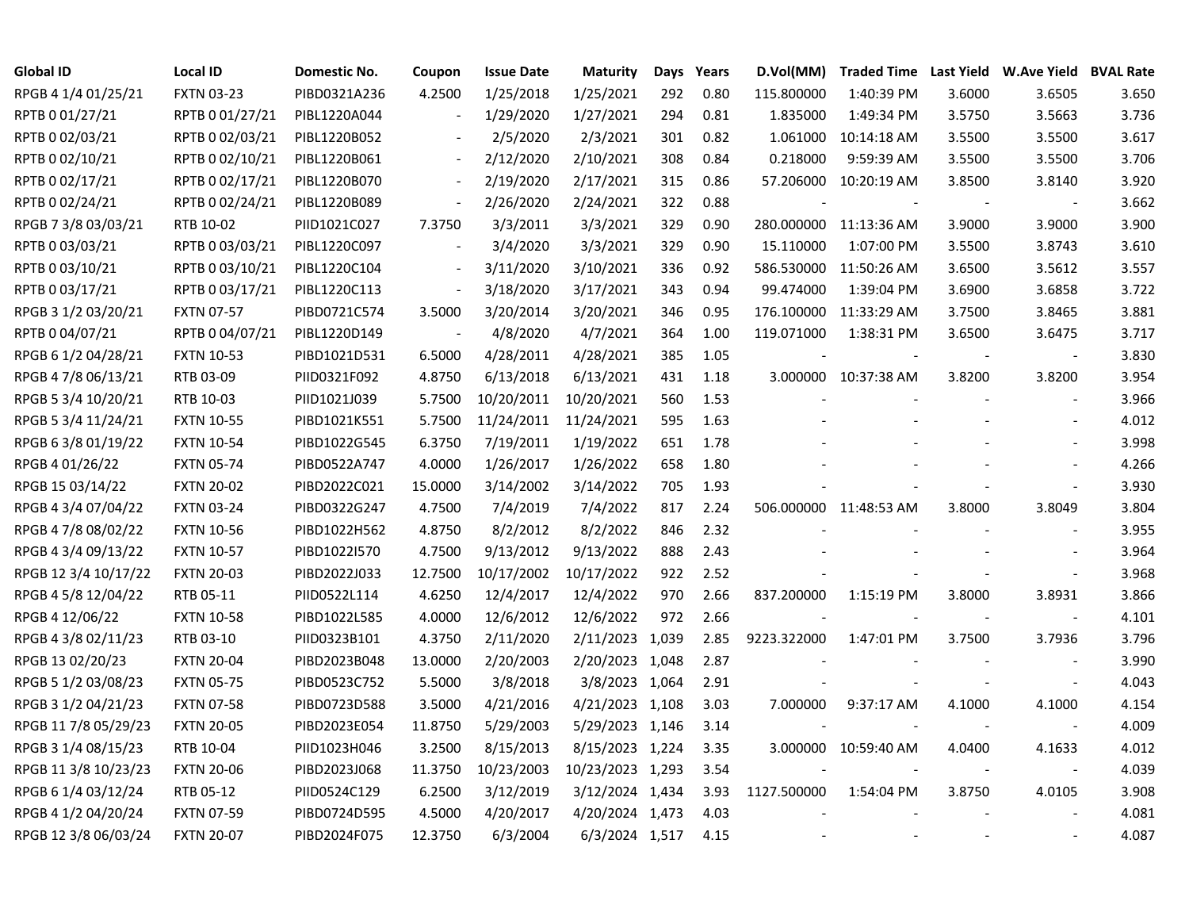| Global ID | Local ID | Domestic No. | Coupon | Issue Date | Maturity | Days | Years | D.Vol(MM) | Traded Time | Last Yield | W.Ave Yield | BVAL Rate |
|---|---|---|---|---|---|---|---|---|---|---|---|---|
| RPGB 4 1/4 01/25/21 | FXTN 03-23 | PIBD0321A236 | 4.2500 | 1/25/2018 | 1/25/2021 | 292 | 0.80 | 115.800000 | 1:40:39 PM | 3.6000 | 3.6505 | 3.650 |
| RPTB 0 01/27/21 | RPTB 0 01/27/21 | PIBL1220A044 | - | 1/29/2020 | 1/27/2021 | 294 | 0.81 | 1.835000 | 1:49:34 PM | 3.5750 | 3.5663 | 3.736 |
| RPTB 0 02/03/21 | RPTB 0 02/03/21 | PIBL1220B052 | - | 2/5/2020 | 2/3/2021 | 301 | 0.82 | 1.061000 | 10:14:18 AM | 3.5500 | 3.5500 | 3.617 |
| RPTB 0 02/10/21 | RPTB 0 02/10/21 | PIBL1220B061 | - | 2/12/2020 | 2/10/2021 | 308 | 0.84 | 0.218000 | 9:59:39 AM | 3.5500 | 3.5500 | 3.706 |
| RPTB 0 02/17/21 | RPTB 0 02/17/21 | PIBL1220B070 | - | 2/19/2020 | 2/17/2021 | 315 | 0.86 | 57.206000 | 10:20:19 AM | 3.8500 | 3.8140 | 3.920 |
| RPTB 0 02/24/21 | RPTB 0 02/24/21 | PIBL1220B089 | - | 2/26/2020 | 2/24/2021 | 322 | 0.88 | - | - | - | - | 3.662 |
| RPGB 7 3/8 03/03/21 | RTB 10-02 | PIID1021C027 | 7.3750 | 3/3/2011 | 3/3/2021 | 329 | 0.90 | 280.000000 | 11:13:36 AM | 3.9000 | 3.9000 | 3.900 |
| RPTB 0 03/03/21 | RPTB 0 03/03/21 | PIBL1220C097 | - | 3/4/2020 | 3/3/2021 | 329 | 0.90 | 15.110000 | 1:07:00 PM | 3.5500 | 3.8743 | 3.610 |
| RPTB 0 03/10/21 | RPTB 0 03/10/21 | PIBL1220C104 | - | 3/11/2020 | 3/10/2021 | 336 | 0.92 | 586.530000 | 11:50:26 AM | 3.6500 | 3.5612 | 3.557 |
| RPTB 0 03/17/21 | RPTB 0 03/17/21 | PIBL1220C113 | - | 3/18/2020 | 3/17/2021 | 343 | 0.94 | 99.474000 | 1:39:04 PM | 3.6900 | 3.6858 | 3.722 |
| RPGB 3 1/2 03/20/21 | FXTN 07-57 | PIBD0721C574 | 3.5000 | 3/20/2014 | 3/20/2021 | 346 | 0.95 | 176.100000 | 11:33:29 AM | 3.7500 | 3.8465 | 3.881 |
| RPTB 0 04/07/21 | RPTB 0 04/07/21 | PIBL1220D149 | - | 4/8/2020 | 4/7/2021 | 364 | 1.00 | 119.071000 | 1:38:31 PM | 3.6500 | 3.6475 | 3.717 |
| RPGB 6 1/2 04/28/21 | FXTN 10-53 | PIBD1021D531 | 6.5000 | 4/28/2011 | 4/28/2021 | 385 | 1.05 | - | - | - | - | 3.830 |
| RPGB 4 7/8 06/13/21 | RTB 03-09 | PIID0321F092 | 4.8750 | 6/13/2018 | 6/13/2021 | 431 | 1.18 | 3.000000 | 10:37:38 AM | 3.8200 | 3.8200 | 3.954 |
| RPGB 5 3/4 10/20/21 | RTB 10-03 | PIID1021J039 | 5.7500 | 10/20/2011 | 10/20/2021 | 560 | 1.53 | - | - | - | - | 3.966 |
| RPGB 5 3/4 11/24/21 | FXTN 10-55 | PIBD1021K551 | 5.7500 | 11/24/2011 | 11/24/2021 | 595 | 1.63 | - | - | - | - | 4.012 |
| RPGB 6 3/8 01/19/22 | FXTN 10-54 | PIBD1022G545 | 6.3750 | 7/19/2011 | 1/19/2022 | 651 | 1.78 | - | - | - | - | 3.998 |
| RPGB 4 01/26/22 | FXTN 05-74 | PIBD0522A747 | 4.0000 | 1/26/2017 | 1/26/2022 | 658 | 1.80 | - | - | - | - | 4.266 |
| RPGB 15 03/14/22 | FXTN 20-02 | PIBD2022C021 | 15.0000 | 3/14/2002 | 3/14/2022 | 705 | 1.93 | - | - | - | - | 3.930 |
| RPGB 4 3/4 07/04/22 | FXTN 03-24 | PIBD0322G247 | 4.7500 | 7/4/2019 | 7/4/2022 | 817 | 2.24 | 506.000000 | 11:48:53 AM | 3.8000 | 3.8049 | 3.804 |
| RPGB 4 7/8 08/02/22 | FXTN 10-56 | PIBD1022H562 | 4.8750 | 8/2/2012 | 8/2/2022 | 846 | 2.32 | - | - | - | - | 3.955 |
| RPGB 4 3/4 09/13/22 | FXTN 10-57 | PIBD1022I570 | 4.7500 | 9/13/2012 | 9/13/2022 | 888 | 2.43 | - | - | - | - | 3.964 |
| RPGB 12 3/4 10/17/22 | FXTN 20-03 | PIBD2022J033 | 12.7500 | 10/17/2002 | 10/17/2022 | 922 | 2.52 | - | - | - | - | 3.968 |
| RPGB 4 5/8 12/04/22 | RTB 05-11 | PIID0522L114 | 4.6250 | 12/4/2017 | 12/4/2022 | 970 | 2.66 | 837.200000 | 1:15:19 PM | 3.8000 | 3.8931 | 3.866 |
| RPGB 4 12/06/22 | FXTN 10-58 | PIBD1022L585 | 4.0000 | 12/6/2012 | 12/6/2022 | 972 | 2.66 | - | - | - | - | 4.101 |
| RPGB 4 3/8 02/11/23 | RTB 03-10 | PIID0323B101 | 4.3750 | 2/11/2020 | 2/11/2023 | 1,039 | 2.85 | 9223.322000 | 1:47:01 PM | 3.7500 | 3.7936 | 3.796 |
| RPGB 13 02/20/23 | FXTN 20-04 | PIBD2023B048 | 13.0000 | 2/20/2003 | 2/20/2023 | 1,048 | 2.87 | - | - | - | - | 3.990 |
| RPGB 5 1/2 03/08/23 | FXTN 05-75 | PIBD0523C752 | 5.5000 | 3/8/2018 | 3/8/2023 | 1,064 | 2.91 | - | - | - | - | 4.043 |
| RPGB 3 1/2 04/21/23 | FXTN 07-58 | PIBD0723D588 | 3.5000 | 4/21/2016 | 4/21/2023 | 1,108 | 3.03 | 7.000000 | 9:37:17 AM | 4.1000 | 4.1000 | 4.154 |
| RPGB 11 7/8 05/29/23 | FXTN 20-05 | PIBD2023E054 | 11.8750 | 5/29/2003 | 5/29/2023 | 1,146 | 3.14 | - | - | - | - | 4.009 |
| RPGB 3 1/4 08/15/23 | RTB 10-04 | PIID1023H046 | 3.2500 | 8/15/2013 | 8/15/2023 | 1,224 | 3.35 | 3.000000 | 10:59:40 AM | 4.0400 | 4.1633 | 4.012 |
| RPGB 11 3/8 10/23/23 | FXTN 20-06 | PIBD2023J068 | 11.3750 | 10/23/2003 | 10/23/2023 | 1,293 | 3.54 | - | - | - | - | 4.039 |
| RPGB 6 1/4 03/12/24 | RTB 05-12 | PIID0524C129 | 6.2500 | 3/12/2019 | 3/12/2024 | 1,434 | 3.93 | 1127.500000 | 1:54:04 PM | 3.8750 | 4.0105 | 3.908 |
| RPGB 4 1/2 04/20/24 | FXTN 07-59 | PIBD0724D595 | 4.5000 | 4/20/2017 | 4/20/2024 | 1,473 | 4.03 | - | - | - | - | 4.081 |
| RPGB 12 3/8 06/03/24 | FXTN 20-07 | PIBD2024F075 | 12.3750 | 6/3/2004 | 6/3/2024 | 1,517 | 4.15 | - | - | - | - | 4.087 |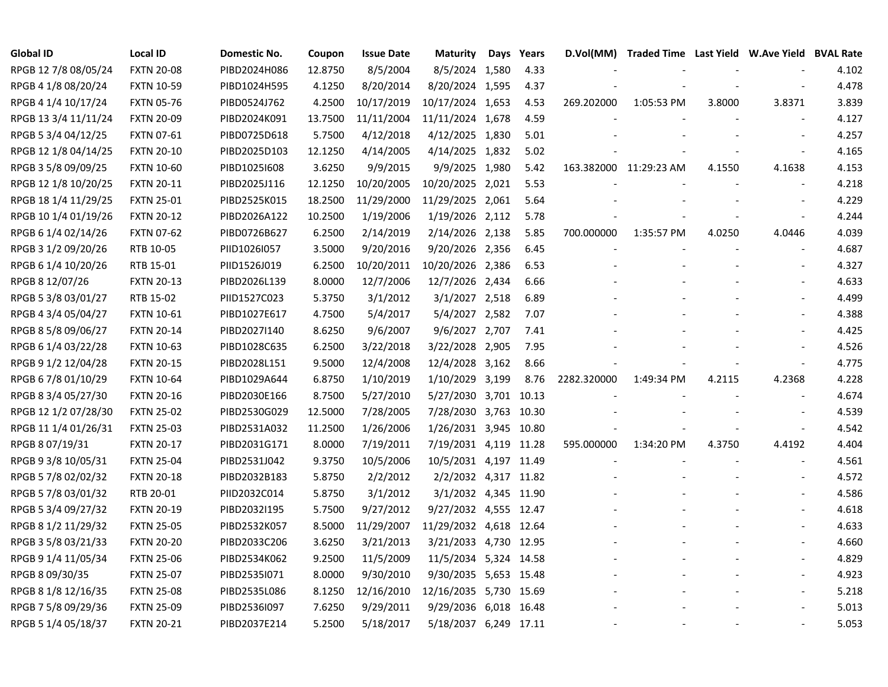| Global ID | Local ID | Domestic No. | Coupon | Issue Date | Maturity | Days | Years | D.Vol(MM) | Traded Time | Last Yield | W.Ave Yield | BVAL Rate |
|---|---|---|---|---|---|---|---|---|---|---|---|---|
| RPGB 12 7/8 08/05/24 | FXTN 20-08 | PIBD2024H086 | 12.8750 | 8/5/2004 | 8/5/2024 | 1,580 | 4.33 | - | - | - | - | 4.102 |
| RPGB 4 1/8 08/20/24 | FXTN 10-59 | PIBD1024H595 | 4.1250 | 8/20/2014 | 8/20/2024 | 1,595 | 4.37 | - | - | - | - | 4.478 |
| RPGB 4 1/4 10/17/24 | FXTN 05-76 | PIBD0524J762 | 4.2500 | 10/17/2019 | 10/17/2024 | 1,653 | 4.53 | 269.202000 | 1:05:53 PM | 3.8000 | 3.8371 | 3.839 |
| RPGB 13 3/4 11/11/24 | FXTN 20-09 | PIBD2024K091 | 13.7500 | 11/11/2004 | 11/11/2024 | 1,678 | 4.59 | - | - | - | - | 4.127 |
| RPGB 5 3/4 04/12/25 | FXTN 07-61 | PIBD0725D618 | 5.7500 | 4/12/2018 | 4/12/2025 | 1,830 | 5.01 | - | - | - | - | 4.257 |
| RPGB 12 1/8 04/14/25 | FXTN 20-10 | PIBD2025D103 | 12.1250 | 4/14/2005 | 4/14/2025 | 1,832 | 5.02 | - | - | - | - | 4.165 |
| RPGB 3 5/8 09/09/25 | FXTN 10-60 | PIBD1025I608 | 3.6250 | 9/9/2015 | 9/9/2025 | 1,980 | 5.42 | 163.382000 | 11:29:23 AM | 4.1550 | 4.1638 | 4.153 |
| RPGB 12 1/8 10/20/25 | FXTN 20-11 | PIBD2025J116 | 12.1250 | 10/20/2005 | 10/20/2025 | 2,021 | 5.53 | - | - | - | - | 4.218 |
| RPGB 18 1/4 11/29/25 | FXTN 25-01 | PIBD2525K015 | 18.2500 | 11/29/2000 | 11/29/2025 | 2,061 | 5.64 | - | - | - | - | 4.229 |
| RPGB 10 1/4 01/19/26 | FXTN 20-12 | PIBD2026A122 | 10.2500 | 1/19/2006 | 1/19/2026 | 2,112 | 5.78 | - | - | - | - | 4.244 |
| RPGB 6 1/4 02/14/26 | FXTN 07-62 | PIBD0726B627 | 6.2500 | 2/14/2019 | 2/14/2026 | 2,138 | 5.85 | 700.000000 | 1:35:57 PM | 4.0250 | 4.0446 | 4.039 |
| RPGB 3 1/2 09/20/26 | RTB 10-05 | PIID1026I057 | 3.5000 | 9/20/2016 | 9/20/2026 | 2,356 | 6.45 | - | - | - | - | 4.687 |
| RPGB 6 1/4 10/20/26 | RTB 15-01 | PIID1526J019 | 6.2500 | 10/20/2011 | 10/20/2026 | 2,386 | 6.53 | - | - | - | - | 4.327 |
| RPGB 8 12/07/26 | FXTN 20-13 | PIBD2026L139 | 8.0000 | 12/7/2006 | 12/7/2026 | 2,434 | 6.66 | - | - | - | - | 4.633 |
| RPGB 5 3/8 03/01/27 | RTB 15-02 | PIID1527C023 | 5.3750 | 3/1/2012 | 3/1/2027 | 2,518 | 6.89 | - | - | - | - | 4.499 |
| RPGB 4 3/4 05/04/27 | FXTN 10-61 | PIBD1027E617 | 4.7500 | 5/4/2017 | 5/4/2027 | 2,582 | 7.07 | - | - | - | - | 4.388 |
| RPGB 8 5/8 09/06/27 | FXTN 20-14 | PIBD2027I140 | 8.6250 | 9/6/2007 | 9/6/2027 | 2,707 | 7.41 | - | - | - | - | 4.425 |
| RPGB 6 1/4 03/22/28 | FXTN 10-63 | PIBD1028C635 | 6.2500 | 3/22/2018 | 3/22/2028 | 2,905 | 7.95 | - | - | - | - | 4.526 |
| RPGB 9 1/2 12/04/28 | FXTN 20-15 | PIBD2028L151 | 9.5000 | 12/4/2008 | 12/4/2028 | 3,162 | 8.66 | - | - | - | - | 4.775 |
| RPGB 6 7/8 01/10/29 | FXTN 10-64 | PIBD1029A644 | 6.8750 | 1/10/2019 | 1/10/2029 | 3,199 | 8.76 | 2282.320000 | 1:49:34 PM | 4.2115 | 4.2368 | 4.228 |
| RPGB 8 3/4 05/27/30 | FXTN 20-16 | PIBD2030E166 | 8.7500 | 5/27/2010 | 5/27/2030 | 3,701 | 10.13 | - | - | - | - | 4.674 |
| RPGB 12 1/2 07/28/30 | FXTN 25-02 | PIBD2530G029 | 12.5000 | 7/28/2005 | 7/28/2030 | 3,763 | 10.30 | - | - | - | - | 4.539 |
| RPGB 11 1/4 01/26/31 | FXTN 25-03 | PIBD2531A032 | 11.2500 | 1/26/2006 | 1/26/2031 | 3,945 | 10.80 | - | - | - | - | 4.542 |
| RPGB 8 07/19/31 | FXTN 20-17 | PIBD2031G171 | 8.0000 | 7/19/2011 | 7/19/2031 | 4,119 | 11.28 | 595.000000 | 1:34:20 PM | 4.3750 | 4.4192 | 4.404 |
| RPGB 9 3/8 10/05/31 | FXTN 25-04 | PIBD2531J042 | 9.3750 | 10/5/2006 | 10/5/2031 | 4,197 | 11.49 | - | - | - | - | 4.561 |
| RPGB 5 7/8 02/02/32 | FXTN 20-18 | PIBD2032B183 | 5.8750 | 2/2/2012 | 2/2/2032 | 4,317 | 11.82 | - | - | - | - | 4.572 |
| RPGB 5 7/8 03/01/32 | RTB 20-01 | PIID2032C014 | 5.8750 | 3/1/2012 | 3/1/2032 | 4,345 | 11.90 | - | - | - | - | 4.586 |
| RPGB 5 3/4 09/27/32 | FXTN 20-19 | PIBD2032I195 | 5.7500 | 9/27/2012 | 9/27/2032 | 4,555 | 12.47 | - | - | - | - | 4.618 |
| RPGB 8 1/2 11/29/32 | FXTN 25-05 | PIBD2532K057 | 8.5000 | 11/29/2007 | 11/29/2032 | 4,618 | 12.64 | - | - | - | - | 4.633 |
| RPGB 3 5/8 03/21/33 | FXTN 20-20 | PIBD2033C206 | 3.6250 | 3/21/2013 | 3/21/2033 | 4,730 | 12.95 | - | - | - | - | 4.660 |
| RPGB 9 1/4 11/05/34 | FXTN 25-06 | PIBD2534K062 | 9.2500 | 11/5/2009 | 11/5/2034 | 5,324 | 14.58 | - | - | - | - | 4.829 |
| RPGB 8 09/30/35 | FXTN 25-07 | PIBD2535I071 | 8.0000 | 9/30/2010 | 9/30/2035 | 5,653 | 15.48 | - | - | - | - | 4.923 |
| RPGB 8 1/8 12/16/35 | FXTN 25-08 | PIBD2535L086 | 8.1250 | 12/16/2010 | 12/16/2035 | 5,730 | 15.69 | - | - | - | - | 5.218 |
| RPGB 7 5/8 09/29/36 | FXTN 25-09 | PIBD2536I097 | 7.6250 | 9/29/2011 | 9/29/2036 | 6,018 | 16.48 | - | - | - | - | 5.013 |
| RPGB 5 1/4 05/18/37 | FXTN 20-21 | PIBD2037E214 | 5.2500 | 5/18/2017 | 5/18/2037 | 6,249 | 17.11 | - | - | - | - | 5.053 |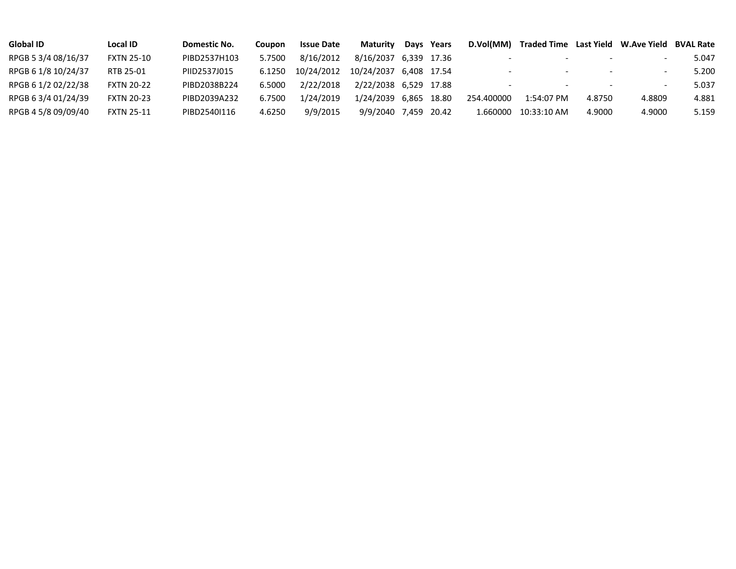| Global ID | Local ID | Domestic No. | Coupon | Issue Date | Maturity | Days | Years | D.Vol(MM) | Traded Time | Last Yield | W.Ave Yield | BVAL Rate |
|---|---|---|---|---|---|---|---|---|---|---|---|---|
| RPGB 5 3/4 08/16/37 | FXTN 25-10 | PIBD2537H103 | 5.7500 | 8/16/2012 | 8/16/2037 | 6,339 | 17.36 | - | - | - | - | 5.047 |
| RPGB 6 1/8 10/24/37 | RTB 25-01 | PIID2537J015 | 6.1250 | 10/24/2012 | 10/24/2037 | 6,408 | 17.54 | - | - | - | - | 5.200 |
| RPGB 6 1/2 02/22/38 | FXTN 20-22 | PIBD2038B224 | 6.5000 | 2/22/2018 | 2/22/2038 | 6,529 | 17.88 | - | - | - | - | 5.037 |
| RPGB 6 3/4 01/24/39 | FXTN 20-23 | PIBD2039A232 | 6.7500 | 1/24/2019 | 1/24/2039 | 6,865 | 18.80 | 254.400000 | 1:54:07 PM | 4.8750 | 4.8809 | 4.881 |
| RPGB 4 5/8 09/09/40 | FXTN 25-11 | PIBD2540I116 | 4.6250 | 9/9/2015 | 9/9/2040 | 7,459 | 20.42 | 1.660000 | 10:33:10 AM | 4.9000 | 4.9000 | 5.159 |